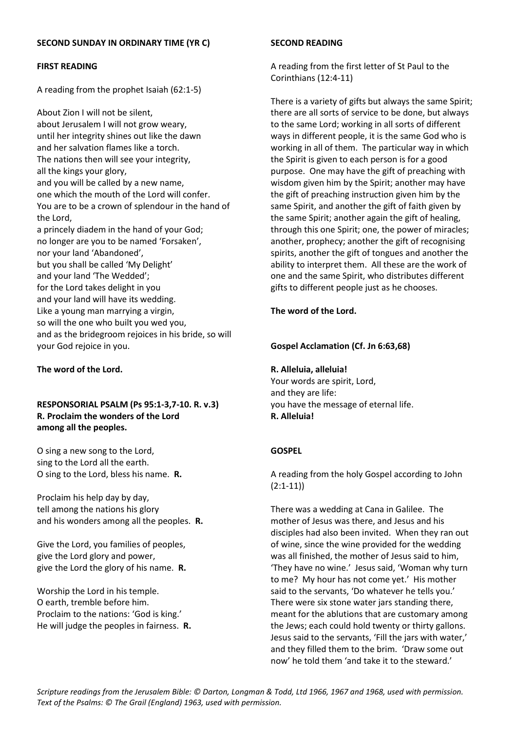**SECOND SUNDAY IN ORDINARY TIME (YR C)**

**FIRST READING**

A reading from the prophet Isaiah (62:1-5)

About Zion I will not be silent,
about Jerusalem I will not grow weary,
until her integrity shines out like the dawn
and her salvation flames like a torch.
The nations then will see your integrity,
all the kings your glory,
and you will be called by a new name,
one which the mouth of the Lord will confer.
You are to be a crown of splendour in the hand of the Lord,
a princely diadem in the hand of your God;
no longer are you to be named 'Forsaken',
nor your land 'Abandoned',
but you shall be called 'My Delight'
and your land 'The Wedded';
for the Lord takes delight in you
and your land will have its wedding.
Like a young man marrying a virgin,
so will the one who built you wed you,
and as the bridegroom rejoices in his bride, so will your God rejoice in you.

**The word of the Lord.**

**RESPONSORIAL PSALM (Ps 95:1-3,7-10. R. v.3)**
**R. Proclaim the wonders of the Lord among all the peoples.**

O sing a new song to the Lord,
sing to the Lord all the earth.
O sing to the Lord, bless his name. **R.**

Proclaim his help day by day,
tell among the nations his glory
and his wonders among all the peoples. **R.**

Give the Lord, you families of peoples,
give the Lord glory and power,
give the Lord the glory of his name. **R.**

Worship the Lord in his temple.
O earth, tremble before him.
Proclaim to the nations: 'God is king.'
He will judge the peoples in fairness. **R.**

**SECOND READING**

A reading from the first letter of St Paul to the Corinthians (12:4-11)

There is a variety of gifts but always the same Spirit; there are all sorts of service to be done, but always to the same Lord; working in all sorts of different ways in different people, it is the same God who is working in all of them. The particular way in which the Spirit is given to each person is for a good purpose. One may have the gift of preaching with wisdom given him by the Spirit; another may have the gift of preaching instruction given him by the same Spirit, and another the gift of faith given by the same Spirit; another again the gift of healing, through this one Spirit; one, the power of miracles; another, prophecy; another the gift of recognising spirits, another the gift of tongues and another the ability to interpret them. All these are the work of one and the same Spirit, who distributes different gifts to different people just as he chooses.

**The word of the Lord.**

**Gospel Acclamation (Cf. Jn 6:63,68)**

**R. Alleluia, alleluia!**
Your words are spirit, Lord,
and they are life:
you have the message of eternal life.
**R. Alleluia!**

**GOSPEL**

A reading from the holy Gospel according to John (2:1-11))

There was a wedding at Cana in Galilee. The mother of Jesus was there, and Jesus and his disciples had also been invited. When they ran out of wine, since the wine provided for the wedding was all finished, the mother of Jesus said to him, 'They have no wine.' Jesus said, 'Woman why turn to me? My hour has not come yet.' His mother said to the servants, 'Do whatever he tells you.' There were six stone water jars standing there, meant for the ablutions that are customary among the Jews; each could hold twenty or thirty gallons. Jesus said to the servants, 'Fill the jars with water,' and they filled them to the brim. 'Draw some out now' he told them 'and take it to the steward.'

*Scripture readings from the Jerusalem Bible: © Darton, Longman & Todd, Ltd 1966, 1967 and 1968, used with permission. Text of the Psalms: © The Grail (England) 1963, used with permission.*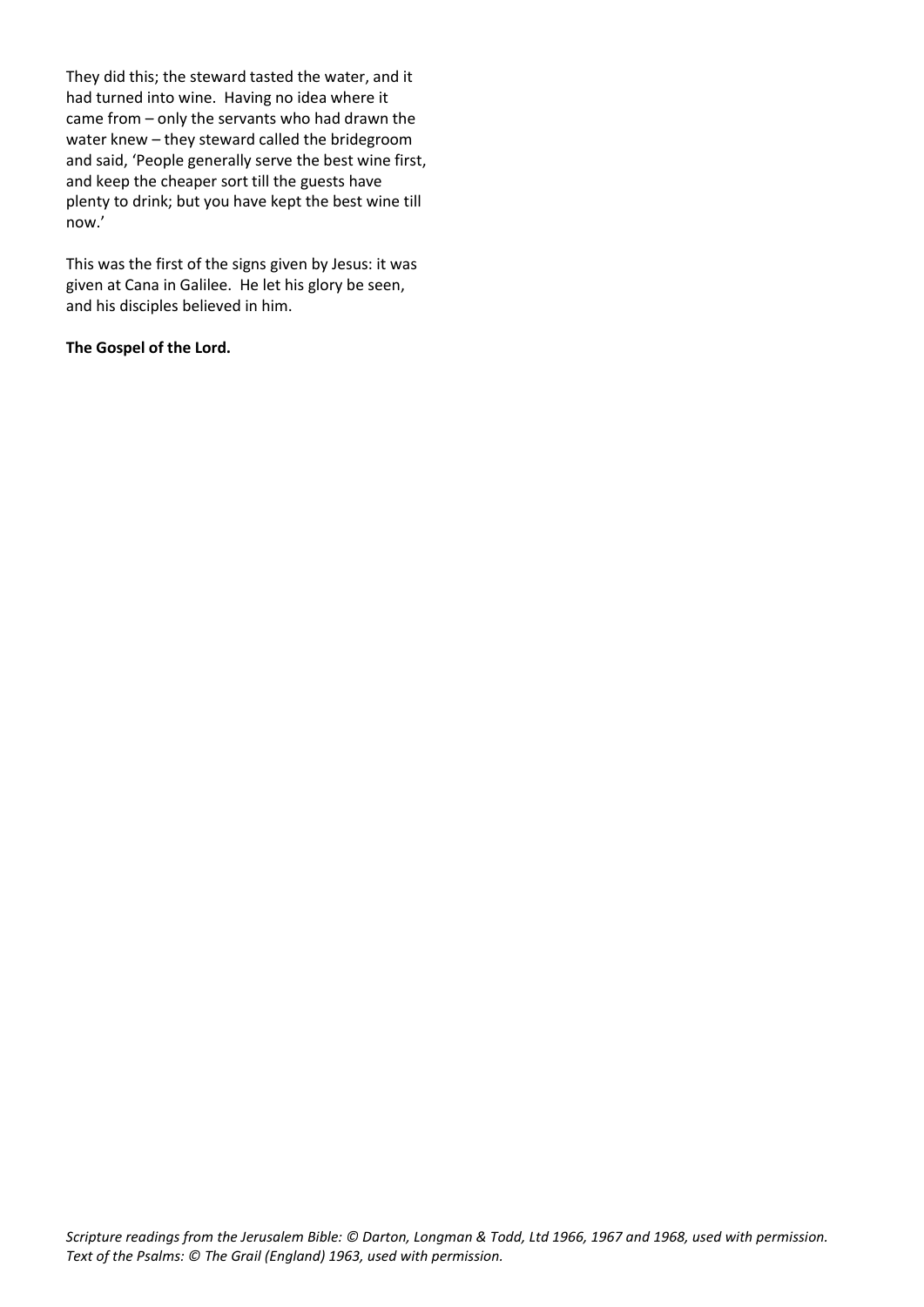They did this; the steward tasted the water, and it had turned into wine. Having no idea where it came from – only the servants who had drawn the water knew – they steward called the bridegroom and said, 'People generally serve the best wine first, and keep the cheaper sort till the guests have plenty to drink; but you have kept the best wine till now.'

This was the first of the signs given by Jesus: it was given at Cana in Galilee. He let his glory be seen, and his disciples believed in him.

**The Gospel of the Lord.**

*Scripture readings from the Jerusalem Bible: © Darton, Longman & Todd, Ltd 1966, 1967 and 1968, used with permission. Text of the Psalms: © The Grail (England) 1963, used with permission.*